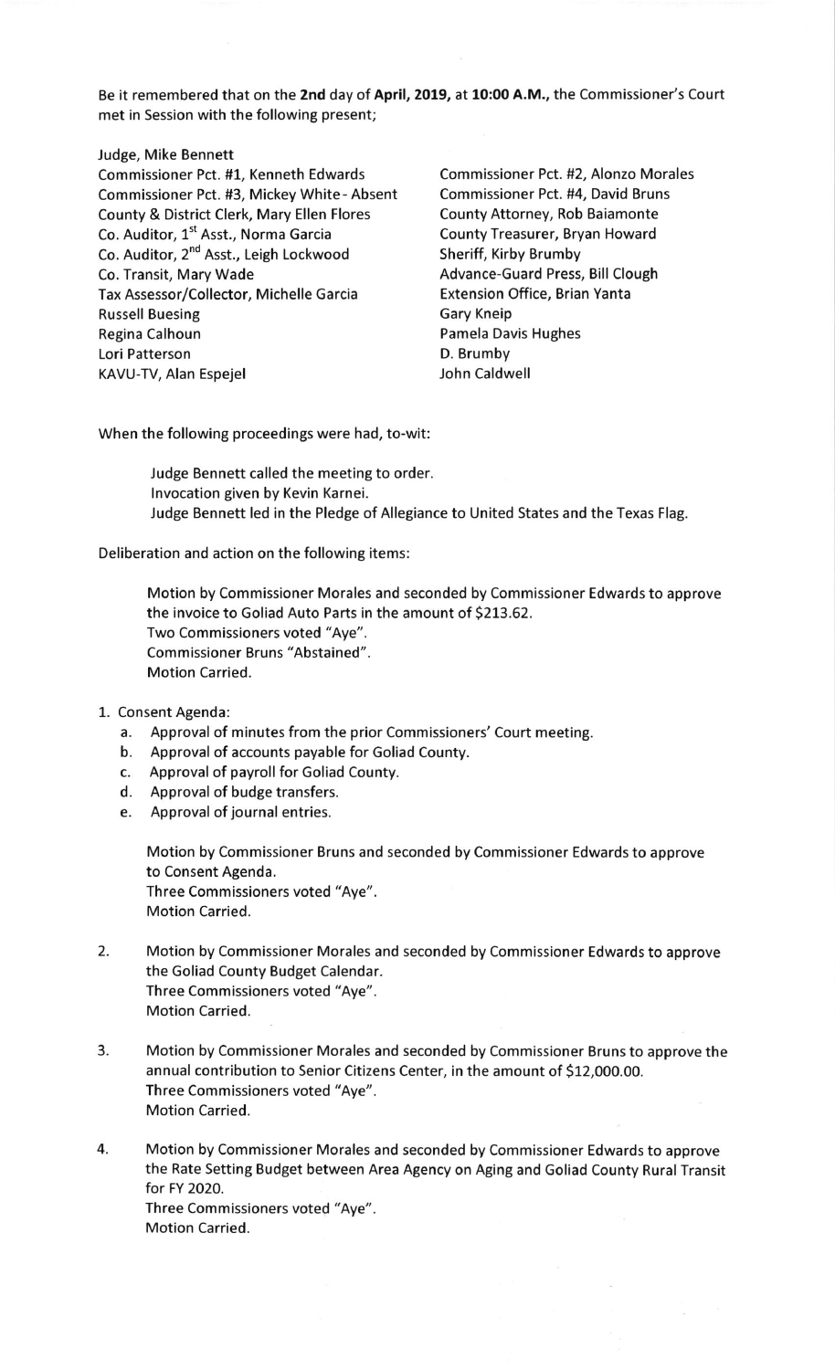Be it remembered that on the **2nd** day of **April, 2019,** at **10:00 A.M.,** the Commissioner's Court met in Session with the following present;

Judge, Mike Bennett
Commissioner Pct. #1, Kenneth Edwards
Commissioner Pct. #2, Alonzo Morales
Commissioner Pct. #3, Mickey White - Absent
Commissioner Pct. #4, David Bruns
County & District Clerk, Mary Ellen Flores
County Attorney, Rob Baiamonte
Co. Auditor, 1st Asst., Norma Garcia
County Treasurer, Bryan Howard
Co. Auditor, 2nd Asst., Leigh Lockwood
Sheriff, Kirby Brumby
Co. Transit, Mary Wade
Advance-Guard Press, Bill Clough
Tax Assessor/Collector, Michelle Garcia
Extension Office, Brian Yanta
Russell Buesing
Gary Kneip
Regina Calhoun
Pamela Davis Hughes
Lori Patterson
D. Brumby
KAVU-TV, Alan Espejel
John Caldwell

When the following proceedings were had, to-wit:

Judge Bennett called the meeting to order.
Invocation given by Kevin Karnei.
Judge Bennett led in the Pledge of Allegiance to United States and the Texas Flag.

Deliberation and action on the following items:

Motion by Commissioner Morales and seconded by Commissioner Edwards to approve the invoice to Goliad Auto Parts in the amount of $213.62.
Two Commissioners voted "Aye".
Commissioner Bruns "Abstained".
Motion Carried.

1. Consent Agenda:
   a. Approval of minutes from the prior Commissioners' Court meeting.
   b. Approval of accounts payable for Goliad County.
   c. Approval of payroll for Goliad County.
   d. Approval of budge transfers.
   e. Approval of journal entries.

   Motion by Commissioner Bruns and seconded by Commissioner Edwards to approve to Consent Agenda.
   Three Commissioners voted "Aye".
   Motion Carried.

2. Motion by Commissioner Morales and seconded by Commissioner Edwards to approve the Goliad County Budget Calendar.
   Three Commissioners voted "Aye".
   Motion Carried.

3. Motion by Commissioner Morales and seconded by Commissioner Bruns to approve the annual contribution to Senior Citizens Center, in the amount of $12,000.00.
   Three Commissioners voted "Aye".
   Motion Carried.

4. Motion by Commissioner Morales and seconded by Commissioner Edwards to approve the Rate Setting Budget between Area Agency on Aging and Goliad County Rural Transit for FY 2020.
   Three Commissioners voted "Aye".
   Motion Carried.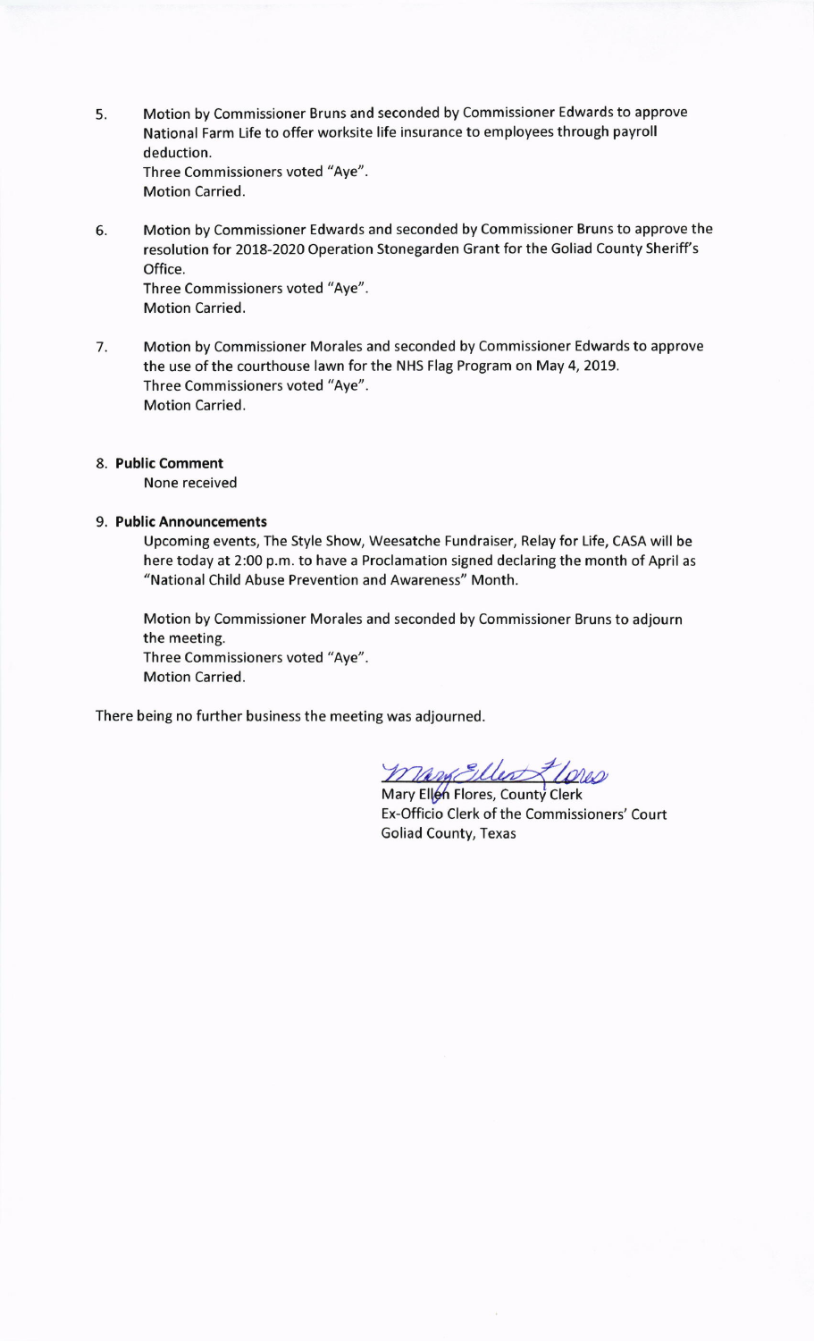5. Motion by Commissioner Bruns and seconded by Commissioner Edwards to approve National Farm Life to offer worksite life insurance to employees through payroll deduction.
   Three Commissioners voted "Aye".
   Motion Carried.

6. Motion by Commissioner Edwards and seconded by Commissioner Bruns to approve the resolution for 2018-2020 Operation Stonegarden Grant for the Goliad County Sheriff's Office.
   Three Commissioners voted "Aye".
   Motion Carried.

7. Motion by Commissioner Morales and seconded by Commissioner Edwards to approve the use of the courthouse lawn for the NHS Flag Program on May 4, 2019.
   Three Commissioners voted "Aye".
   Motion Carried.

8. **Public Comment**

   None received

9. **Public Announcements**

   Upcoming events, The Style Show, Weesatche Fundraiser, Relay for Life, CASA will be here today at 2:00 p.m. to have a Proclamation signed declaring the month of April as "National Child Abuse Prevention and Awareness" Month.

   Motion by Commissioner Morales and seconded by Commissioner Bruns to adjourn the meeting.
   Three Commissioners voted "Aye".
   Motion Carried.

There being no further business the meeting was adjourned.

Mary Ellen Flores, County Clerk
Ex-Officio Clerk of the Commissioners' Court
Goliad County, Texas